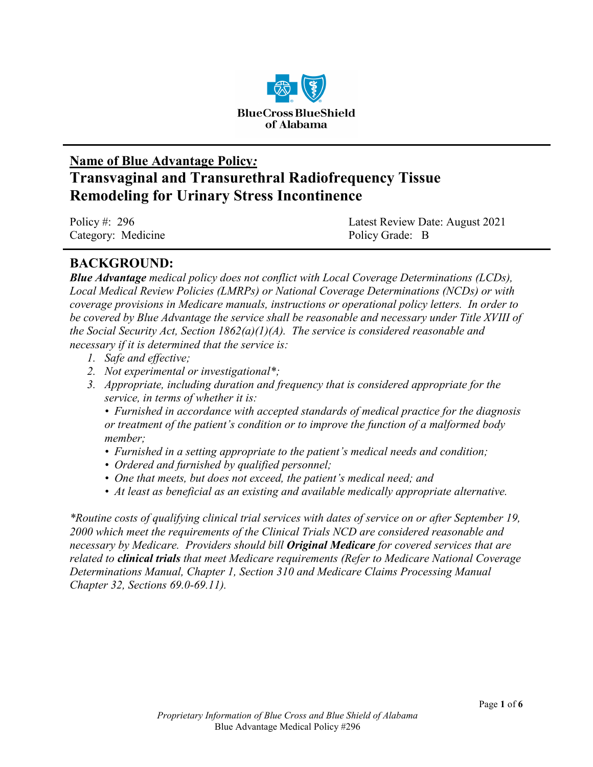**Blue Cross Blue Shield of Alabama**

**<u>Name of Blue Advantage Policy</u>*:***

# Transvaginal and Transurethral Radiofrequency Tissue Remodeling for Urinary Stress Incontinence

Policy #: 296
Category: Medicine

Latest Review Date: August 2021
Policy Grade: B

## BACKGROUND:

***Blue Advantage** medical policy does not conflict with Local Coverage Determinations (LCDs), Local Medical Review Policies (LMRPs) or National Coverage Determinations (NCDs) or with coverage provisions in Medicare manuals, instructions or operational policy letters. In order to be covered by Blue Advantage the service shall be reasonable and necessary under Title XVIII of the Social Security Act, Section 1862(a)(1)(A). The service is considered reasonable and necessary if it is determined that the service is:*

1. *Safe and effective;*
2. *Not experimental or investigational*;*
3. *Appropriate, including duration and frequency that is considered appropriate for the service, in terms of whether it is:*
   - *Furnished in accordance with accepted standards of medical practice for the diagnosis or treatment of the patient's condition or to improve the function of a malformed body member;*
   - *Furnished in a setting appropriate to the patient's medical needs and condition;*
   - *Ordered and furnished by qualified personnel;*
   - *One that meets, but does not exceed, the patient's medical need; and*
   - *At least as beneficial as an existing and available medically appropriate alternative.*

**Routine costs of qualifying clinical trial services with dates of service on or after September 19, 2000 which meet the requirements of the Clinical Trials NCD are considered reasonable and necessary by Medicare. Providers should bill **Original Medicare** for covered services that are related to **clinical trials** that meet Medicare requirements (Refer to Medicare National Coverage Determinations Manual, Chapter 1, Section 310 and Medicare Claims Processing Manual Chapter 32, Sections 69.0-69.11).*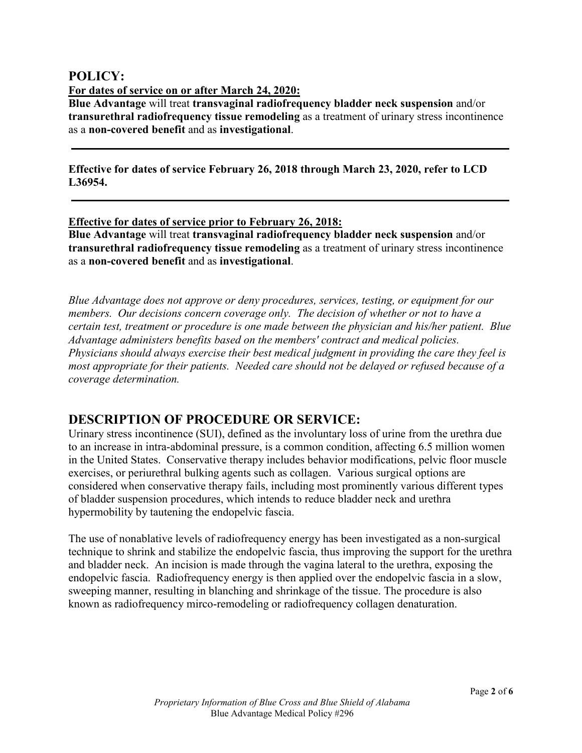# POLICY:

**For dates of service on or after March 24, 2020:**

**Blue Advantage** will treat **transvaginal radiofrequency bladder neck suspension** and/or **transurethral radiofrequency tissue remodeling** as a treatment of urinary stress incontinence as a **non-covered benefit** and as **investigational**.

---

**Effective for dates of service February 26, 2018 through March 23, 2020, refer to LCD L36954.**

---

**Effective for dates of service prior to February 26, 2018:**

**Blue Advantage** will treat **transvaginal radiofrequency bladder neck suspension** and/or **transurethral radiofrequency tissue remodeling** as a treatment of urinary stress incontinence as a **non-covered benefit** and as **investigational**.

*Blue Advantage does not approve or deny procedures, services, testing, or equipment for our members. Our decisions concern coverage only. The decision of whether or not to have a certain test, treatment or procedure is one made between the physician and his/her patient. Blue Advantage administers benefits based on the members' contract and medical policies. Physicians should always exercise their best medical judgment in providing the care they feel is most appropriate for their patients. Needed care should not be delayed or refused because of a coverage determination.*

# DESCRIPTION OF PROCEDURE OR SERVICE:

Urinary stress incontinence (SUI), defined as the involuntary loss of urine from the urethra due to an increase in intra-abdominal pressure, is a common condition, affecting 6.5 million women in the United States. Conservative therapy includes behavior modifications, pelvic floor muscle exercises, or periurethral bulking agents such as collagen. Various surgical options are considered when conservative therapy fails, including most prominently various different types of bladder suspension procedures, which intends to reduce bladder neck and urethra hypermobility by tautening the endopelvic fascia.

The use of nonablative levels of radiofrequency energy has been investigated as a non-surgical technique to shrink and stabilize the endopelvic fascia, thus improving the support for the urethra and bladder neck. An incision is made through the vagina lateral to the urethra, exposing the endopelvic fascia. Radiofrequency energy is then applied over the endopelvic fascia in a slow, sweeping manner, resulting in blanching and shrinkage of the tissue. The procedure is also known as radiofrequency mirco-remodeling or radiofrequency collagen denaturation.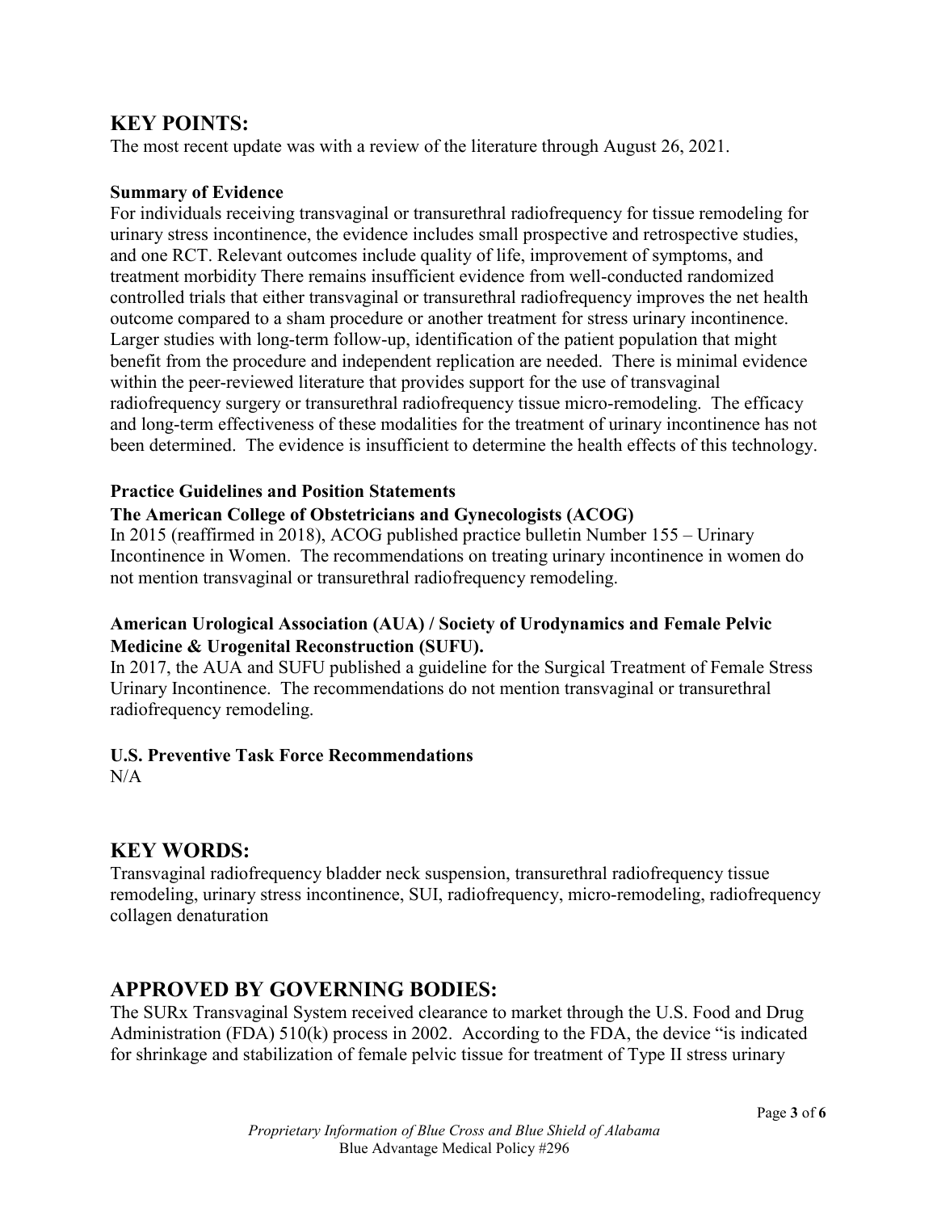## KEY POINTS:

The most recent update was with a review of the literature through August 26, 2021.

### Summary of Evidence

For individuals receiving transvaginal or transurethral radiofrequency for tissue remodeling for urinary stress incontinence, the evidence includes small prospective and retrospective studies, and one RCT. Relevant outcomes include quality of life, improvement of symptoms, and treatment morbidity There remains insufficient evidence from well-conducted randomized controlled trials that either transvaginal or transurethral radiofrequency improves the net health outcome compared to a sham procedure or another treatment for stress urinary incontinence. Larger studies with long-term follow-up, identification of the patient population that might benefit from the procedure and independent replication are needed. There is minimal evidence within the peer-reviewed literature that provides support for the use of transvaginal radiofrequency surgery or transurethral radiofrequency tissue micro-remodeling. The efficacy and long-term effectiveness of these modalities for the treatment of urinary incontinence has not been determined. The evidence is insufficient to determine the health effects of this technology.

### Practice Guidelines and Position Statements

**The American College of Obstetricians and Gynecologists (ACOG)**

In 2015 (reaffirmed in 2018), ACOG published practice bulletin Number 155 – Urinary Incontinence in Women. The recommendations on treating urinary incontinence in women do not mention transvaginal or transurethral radiofrequency remodeling.

**American Urological Association (AUA) / Society of Urodynamics and Female Pelvic Medicine & Urogenital Reconstruction (SUFU).**

In 2017, the AUA and SUFU published a guideline for the Surgical Treatment of Female Stress Urinary Incontinence. The recommendations do not mention transvaginal or transurethral radiofrequency remodeling.

### U.S. Preventive Task Force Recommendations

N/A

## KEY WORDS:

Transvaginal radiofrequency bladder neck suspension, transurethral radiofrequency tissue remodeling, urinary stress incontinence, SUI, radiofrequency, micro-remodeling, radiofrequency collagen denaturation

## APPROVED BY GOVERNING BODIES:

The SURx Transvaginal System received clearance to market through the U.S. Food and Drug Administration (FDA) 510(k) process in 2002. According to the FDA, the device "is indicated for shrinkage and stabilization of female pelvic tissue for treatment of Type II stress urinary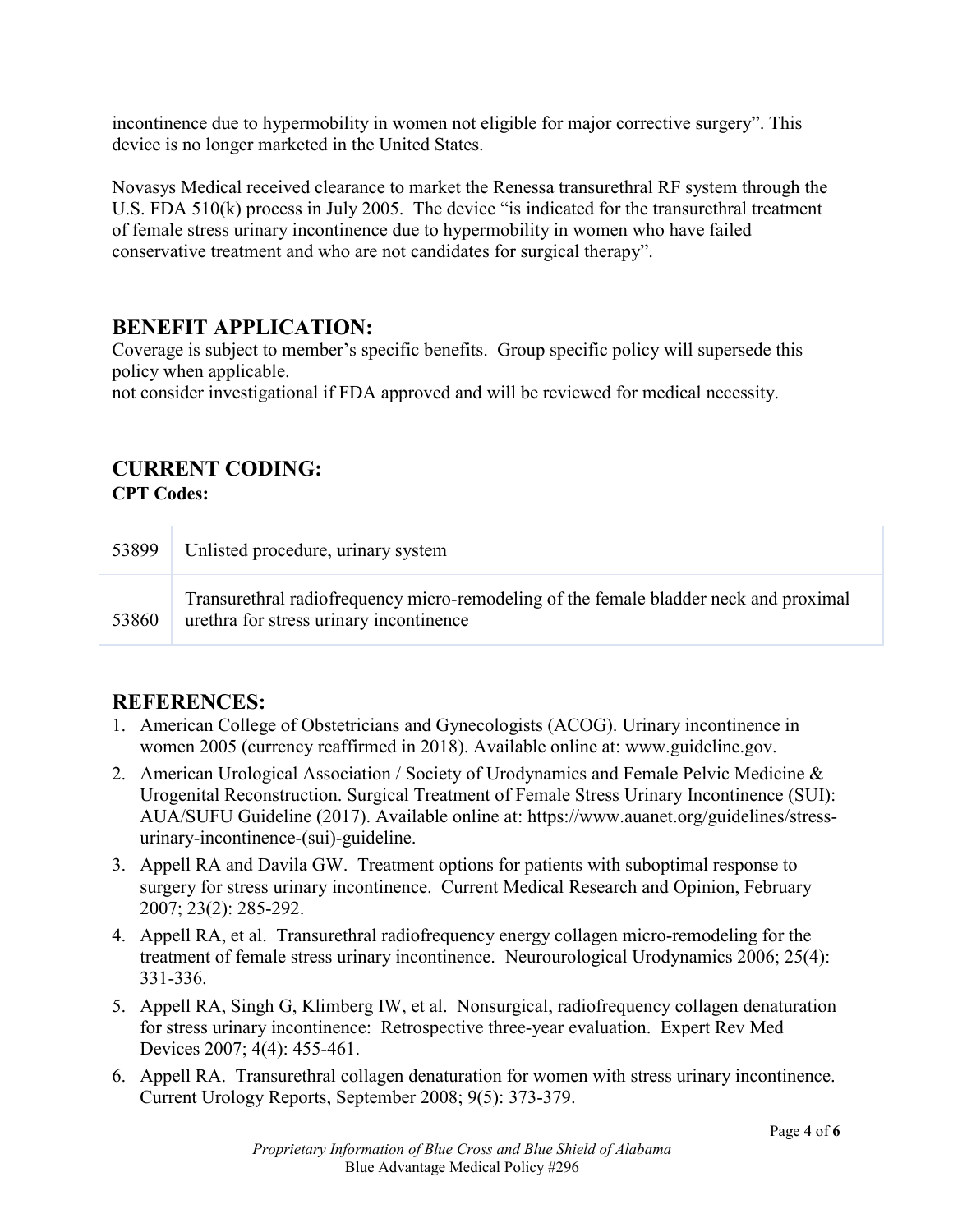incontinence due to hypermobility in women not eligible for major corrective surgery". This device is no longer marketed in the United States.

Novasys Medical received clearance to market the Renessa transurethral RF system through the U.S. FDA 510(k) process in July 2005. The device "is indicated for the transurethral treatment of female stress urinary incontinence due to hypermobility in women who have failed conservative treatment and who are not candidates for surgical therapy".

## BENEFIT APPLICATION:

Coverage is subject to member's specific benefits. Group specific policy will supersede this policy when applicable.
not consider investigational if FDA approved and will be reviewed for medical necessity.

## CURRENT CODING:

**CPT Codes:**

| | |
|---|---|
| 53899 | Unlisted procedure, urinary system |
| 53860 | Transurethral radiofrequency micro-remodeling of the female bladder neck and proximal urethra for stress urinary incontinence |

## REFERENCES:

1. American College of Obstetricians and Gynecologists (ACOG). Urinary incontinence in women 2005 (currency reaffirmed in 2018). Available online at: www.guideline.gov.
2. American Urological Association / Society of Urodynamics and Female Pelvic Medicine & Urogenital Reconstruction. Surgical Treatment of Female Stress Urinary Incontinence (SUI): AUA/SUFU Guideline (2017). Available online at: https://www.auanet.org/guidelines/stress-urinary-incontinence-(sui)-guideline.
3. Appell RA and Davila GW. Treatment options for patients with suboptimal response to surgery for stress urinary incontinence. Current Medical Research and Opinion, February 2007; 23(2): 285-292.
4. Appell RA, et al. Transurethral radiofrequency energy collagen micro-remodeling for the treatment of female stress urinary incontinence. Neurourological Urodynamics 2006; 25(4): 331-336.
5. Appell RA, Singh G, Klimberg IW, et al. Nonsurgical, radiofrequency collagen denaturation for stress urinary incontinence: Retrospective three-year evaluation. Expert Rev Med Devices 2007; 4(4): 455-461.
6. Appell RA. Transurethral collagen denaturation for women with stress urinary incontinence. Current Urology Reports, September 2008; 9(5): 373-379.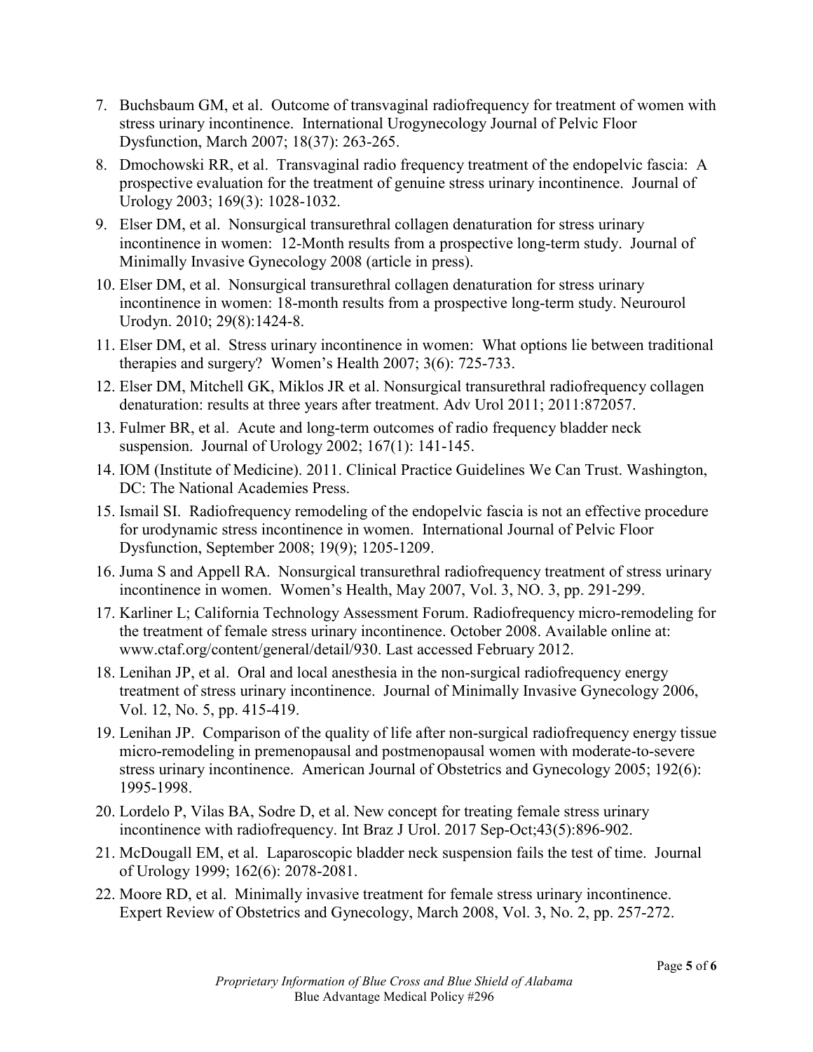7. Buchsbaum GM, et al. Outcome of transvaginal radiofrequency for treatment of women with stress urinary incontinence. International Urogynecology Journal of Pelvic Floor Dysfunction, March 2007; 18(37): 263-265.
8. Dmochowski RR, et al. Transvaginal radio frequency treatment of the endopelvic fascia: A prospective evaluation for the treatment of genuine stress urinary incontinence. Journal of Urology 2003; 169(3): 1028-1032.
9. Elser DM, et al. Nonsurgical transurethral collagen denaturation for stress urinary incontinence in women: 12-Month results from a prospective long-term study. Journal of Minimally Invasive Gynecology 2008 (article in press).
10. Elser DM, et al. Nonsurgical transurethral collagen denaturation for stress urinary incontinence in women: 18-month results from a prospective long-term study. Neurourol Urodyn. 2010; 29(8):1424-8.
11. Elser DM, et al. Stress urinary incontinence in women: What options lie between traditional therapies and surgery? Women's Health 2007; 3(6): 725-733.
12. Elser DM, Mitchell GK, Miklos JR et al. Nonsurgical transurethral radiofrequency collagen denaturation: results at three years after treatment. Adv Urol 2011; 2011:872057.
13. Fulmer BR, et al. Acute and long-term outcomes of radio frequency bladder neck suspension. Journal of Urology 2002; 167(1): 141-145.
14. IOM (Institute of Medicine). 2011. Clinical Practice Guidelines We Can Trust. Washington, DC: The National Academies Press.
15. Ismail SI. Radiofrequency remodeling of the endopelvic fascia is not an effective procedure for urodynamic stress incontinence in women. International Journal of Pelvic Floor Dysfunction, September 2008; 19(9); 1205-1209.
16. Juma S and Appell RA. Nonsurgical transurethral radiofrequency treatment of stress urinary incontinence in women. Women's Health, May 2007, Vol. 3, NO. 3, pp. 291-299.
17. Karliner L; California Technology Assessment Forum. Radiofrequency micro-remodeling for the treatment of female stress urinary incontinence. October 2008. Available online at: www.ctaf.org/content/general/detail/930. Last accessed February 2012.
18. Lenihan JP, et al. Oral and local anesthesia in the non-surgical radiofrequency energy treatment of stress urinary incontinence. Journal of Minimally Invasive Gynecology 2006, Vol. 12, No. 5, pp. 415-419.
19. Lenihan JP. Comparison of the quality of life after non-surgical radiofrequency energy tissue micro-remodeling in premenopausal and postmenopausal women with moderate-to-severe stress urinary incontinence. American Journal of Obstetrics and Gynecology 2005; 192(6): 1995-1998.
20. Lordelo P, Vilas BA, Sodre D, et al. New concept for treating female stress urinary incontinence with radiofrequency. Int Braz J Urol. 2017 Sep-Oct;43(5):896-902.
21. McDougall EM, et al. Laparoscopic bladder neck suspension fails the test of time. Journal of Urology 1999; 162(6): 2078-2081.
22. Moore RD, et al. Minimally invasive treatment for female stress urinary incontinence. Expert Review of Obstetrics and Gynecology, March 2008, Vol. 3, No. 2, pp. 257-272.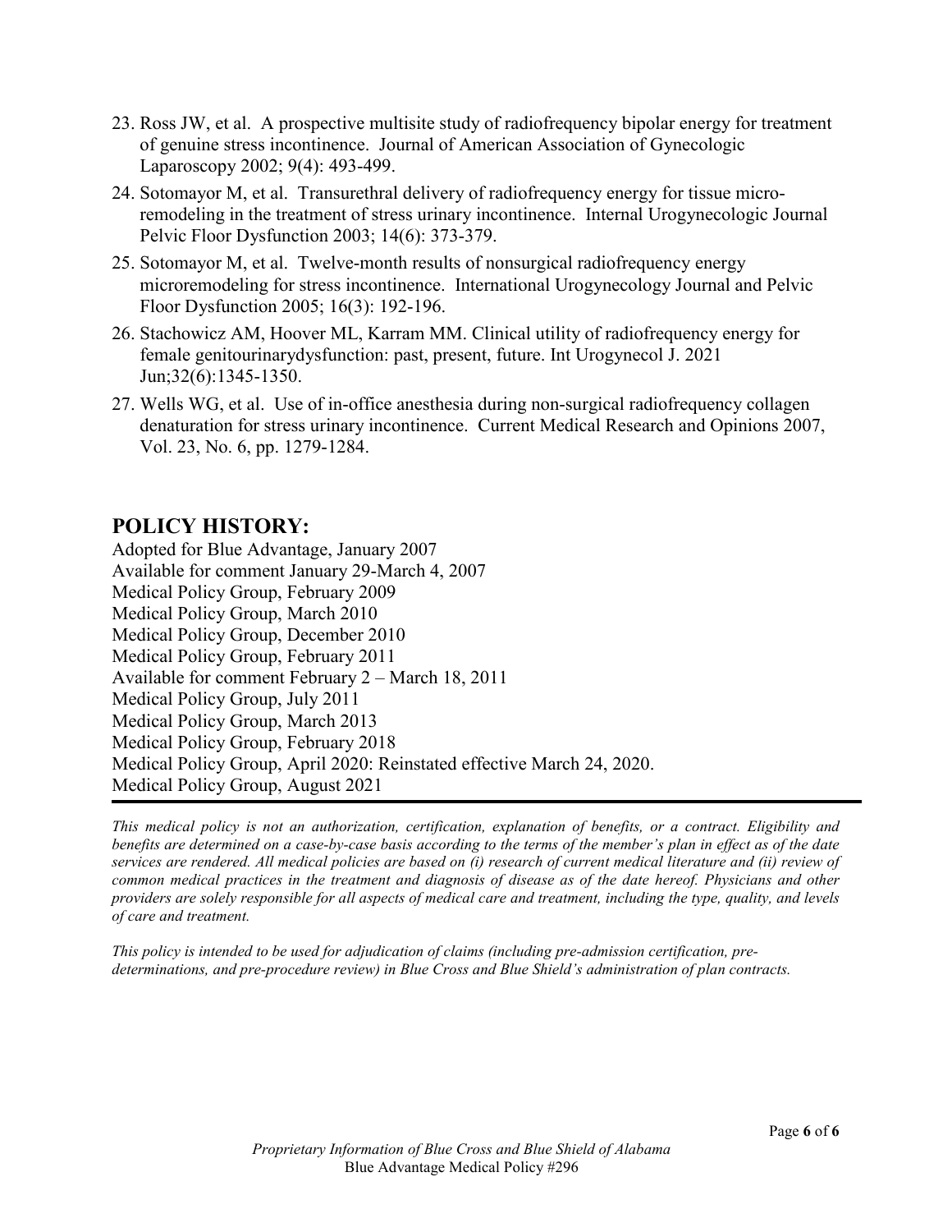23. Ross JW, et al. A prospective multisite study of radiofrequency bipolar energy for treatment of genuine stress incontinence. Journal of American Association of Gynecologic Laparoscopy 2002; 9(4): 493-499.
24. Sotomayor M, et al. Transurethral delivery of radiofrequency energy for tissue micro-remodeling in the treatment of stress urinary incontinence. Internal Urogynecologic Journal Pelvic Floor Dysfunction 2003; 14(6): 373-379.
25. Sotomayor M, et al. Twelve-month results of nonsurgical radiofrequency energy microremodeling for stress incontinence. International Urogynecology Journal and Pelvic Floor Dysfunction 2005; 16(3): 192-196.
26. Stachowicz AM, Hoover ML, Karram MM. Clinical utility of radiofrequency energy for female genitourinarydysfunction: past, present, future. Int Urogynecol J. 2021 Jun;32(6):1345-1350.
27. Wells WG, et al. Use of in-office anesthesia during non-surgical radiofrequency collagen denaturation for stress urinary incontinence. Current Medical Research and Opinions 2007, Vol. 23, No. 6, pp. 1279-1284.

## POLICY HISTORY:

Adopted for Blue Advantage, January 2007
Available for comment January 29-March 4, 2007
Medical Policy Group, February 2009
Medical Policy Group, March 2010
Medical Policy Group, December 2010
Medical Policy Group, February 2011
Available for comment February 2 – March 18, 2011
Medical Policy Group, July 2011
Medical Policy Group, March 2013
Medical Policy Group, February 2018
Medical Policy Group, April 2020: Reinstated effective March 24, 2020.
Medical Policy Group, August 2021

---

*This medical policy is not an authorization, certification, explanation of benefits, or a contract. Eligibility and benefits are determined on a case-by-case basis according to the terms of the member's plan in effect as of the date services are rendered. All medical policies are based on (i) research of current medical literature and (ii) review of common medical practices in the treatment and diagnosis of disease as of the date hereof. Physicians and other providers are solely responsible for all aspects of medical care and treatment, including the type, quality, and levels of care and treatment.*

*This policy is intended to be used for adjudication of claims (including pre-admission certification, pre-determinations, and pre-procedure review) in Blue Cross and Blue Shield's administration of plan contracts.*